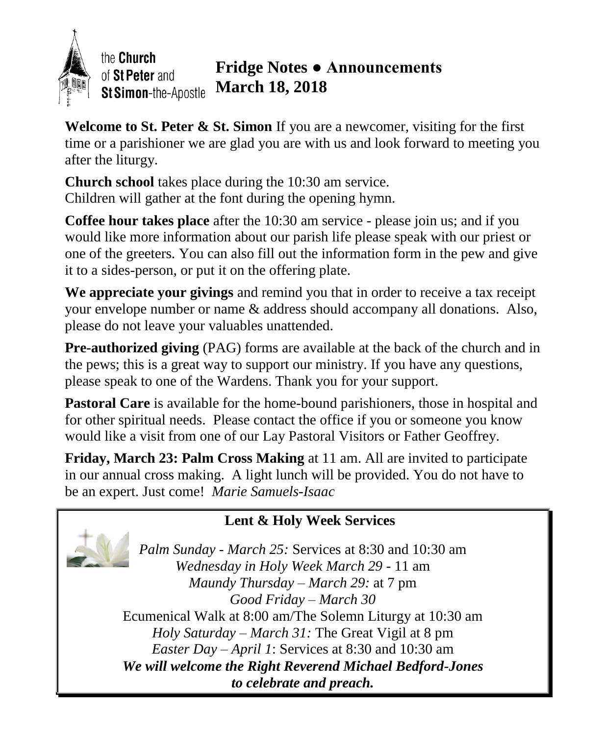the **Church** of **St Peter** and **St Simon**-the-Apostle

# Fridge Notes ● Announcements
# March 18, 2018

**Welcome to St. Peter & St. Simon** If you are a newcomer, visiting for the first time or a parishioner we are glad you are with us and look forward to meeting you after the liturgy.

**Church school** takes place during the 10:30 am service.
Children will gather at the font during the opening hymn.

**Coffee hour takes place** after the 10:30 am service - please join us; and if you would like more information about our parish life please speak with our priest or one of the greeters. You can also fill out the information form in the pew and give it to a sides-person, or put it on the offering plate.

**We appreciate your givings** and remind you that in order to receive a tax receipt your envelope number or name & address should accompany all donations. Also, please do not leave your valuables unattended.

**Pre-authorized giving** (PAG) forms are available at the back of the church and in the pews; this is a great way to support our ministry. If you have any questions, please speak to one of the Wardens. Thank you for your support.

**Pastoral Care** is available for the home-bound parishioners, those in hospital and for other spiritual needs. Please contact the office if you or someone you know would like a visit from one of our Lay Pastoral Visitors or Father Geoffrey.

**Friday, March 23: Palm Cross Making** at 11 am. All are invited to participate in our annual cross making. A light lunch will be provided. You do not have to be an expert. Just come! *Marie Samuels-Isaac*

## Lent & Holy Week Services

*Palm Sunday - March 25:* Services at 8:30 and 10:30 am
*Wednesday in Holy Week March 29* - 11 am
*Maundy Thursday – March 29:* at 7 pm
*Good Friday – March 30*
Ecumenical Walk at 8:00 am/The Solemn Liturgy at 10:30 am
*Holy Saturday – March 31:* The Great Vigil at 8 pm
*Easter Day – April 1*: Services at 8:30 and 10:30 am
***We will welcome the Right Reverend Michael Bedford-Jones to celebrate and preach.***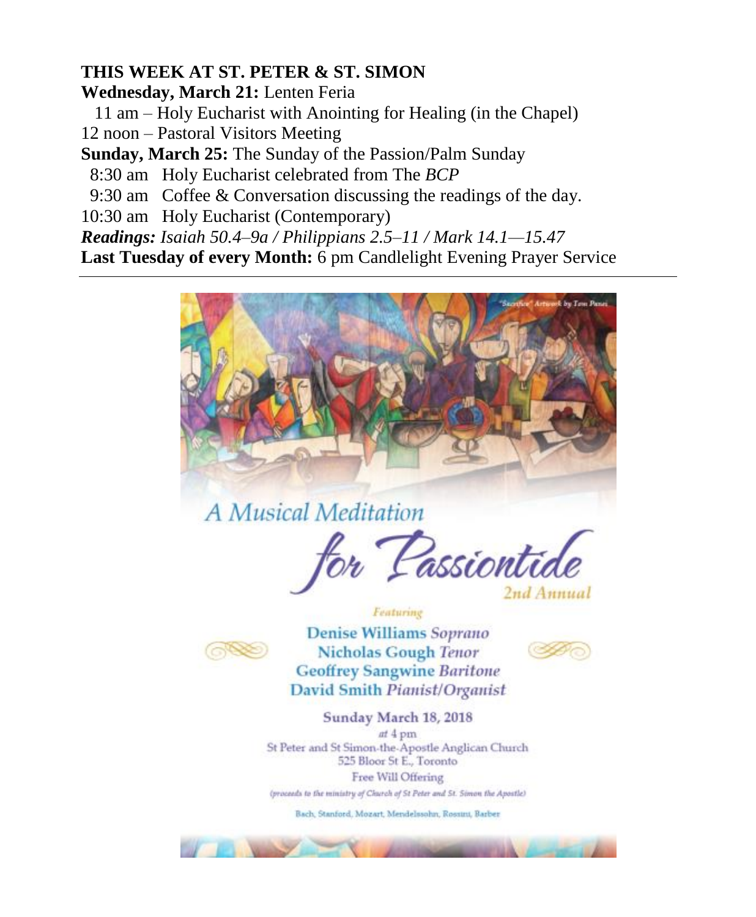**THIS WEEK AT ST. PETER & ST. SIMON**

**Wednesday, March 21:** Lenten Feria

11 am – Holy Eucharist with Anointing for Healing (in the Chapel)

12 noon – Pastoral Visitors Meeting

**Sunday, March 25:** The Sunday of the Passion/Palm Sunday

8:30 am Holy Eucharist celebrated from The *BCP*

9:30 am Coffee & Conversation discussing the readings of the day.

10:30 am Holy Eucharist (Contemporary)

***Readings:*** *Isaiah 50.4–9a / Philippians 2.5–11 / Mark 14.1—15.47*

**Last Tuesday of every Month:** 6 pm Candlelight Evening Prayer Service

---

"Sacrifice" Artwork by Tom Panei

# A Musical Meditation for Passiontide

2nd Annual

*Featuring*

**Denise Williams** *Soprano*
**Nicholas Gough** *Tenor*
**Geoffrey Sangwine** *Baritone*
**David Smith** *Pianist/Organist*

**Sunday March 18, 2018**

*at* 4 pm

St Peter and St Simon-the-Apostle Anglican Church

525 Bloor St E., Toronto

Free Will Offering

(proceeds to the ministry of Church of St Peter and St. Simon the Apostle)

Bach, Stanford, Mozart, Mendelssohn, Rossini, Barber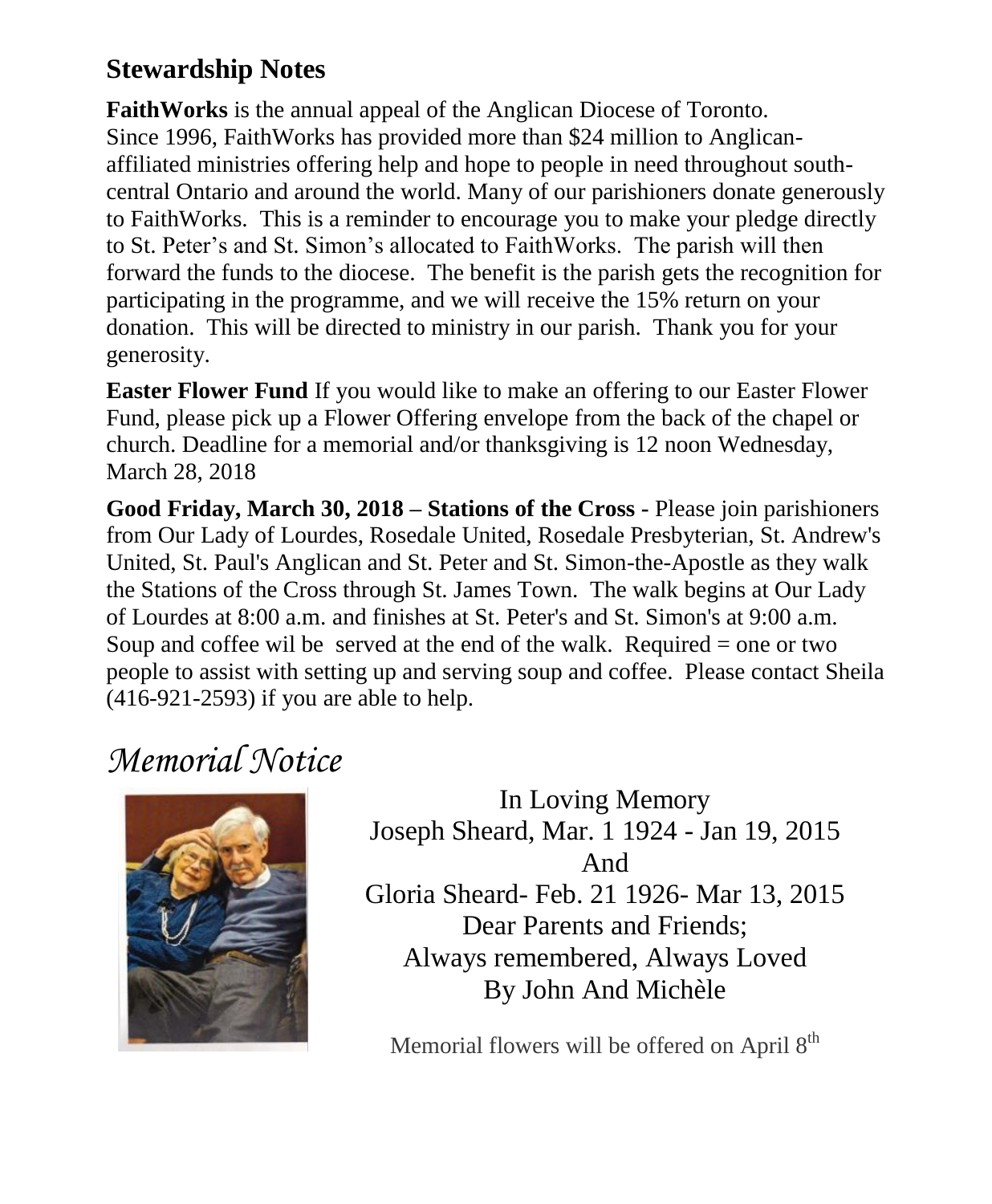## Stewardship Notes

**FaithWorks** is the annual appeal of the Anglican Diocese of Toronto. Since 1996, FaithWorks has provided more than $24 million to Anglican-affiliated ministries offering help and hope to people in need throughout south-central Ontario and around the world. Many of our parishioners donate generously to FaithWorks. This is a reminder to encourage you to make your pledge directly to St. Peter's and St. Simon's allocated to FaithWorks. The parish will then forward the funds to the diocese. The benefit is the parish gets the recognition for participating in the programme, and we will receive the 15% return on your donation. This will be directed to ministry in our parish. Thank you for your generosity.

**Easter Flower Fund** If you would like to make an offering to our Easter Flower Fund, please pick up a Flower Offering envelope from the back of the chapel or church. Deadline for a memorial and/or thanksgiving is 12 noon Wednesday, March 28, 2018

**Good Friday, March 30, 2018 – Stations of the Cross -** Please join parishioners from Our Lady of Lourdes, Rosedale United, Rosedale Presbyterian, St. Andrew's United, St. Paul's Anglican and St. Peter and St. Simon-the-Apostle as they walk the Stations of the Cross through St. James Town. The walk begins at Our Lady of Lourdes at 8:00 a.m. and finishes at St. Peter's and St. Simon's at 9:00 a.m. Soup and coffee wil be served at the end of the walk. Required = one or two people to assist with setting up and serving soup and coffee. Please contact Sheila (416-921-2593) if you are able to help.

# *Memorial Notice*

In Loving Memory
Joseph Sheard, Mar. 1 1924 - Jan 19, 2015
And
Gloria Sheard- Feb. 21 1926- Mar 13, 2015
Dear Parents and Friends;
Always remembered, Always Loved
By John And Michèle

Memorial flowers will be offered on April 8th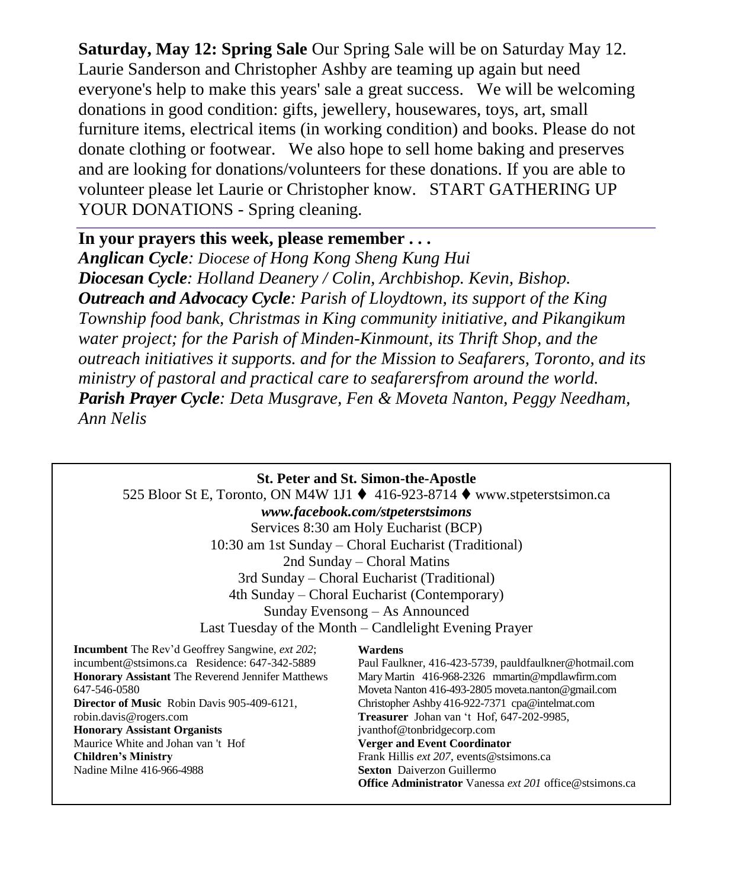**Saturday, May 12: Spring Sale** Our Spring Sale will be on Saturday May 12. Laurie Sanderson and Christopher Ashby are teaming up again but need everyone's help to make this years' sale a great success. We will be welcoming donations in good condition: gifts, jewellery, housewares, toys, art, small furniture items, electrical items (in working condition) and books. Please do not donate clothing or footwear. We also hope to sell home baking and preserves and are looking for donations/volunteers for these donations. If you are able to volunteer please let Laurie or Christopher know. START GATHERING UP YOUR DONATIONS - Spring cleaning.

---

**In your prayers this week, please remember . . .**

***Anglican Cycle**: Diocese of Hong Kong Sheng Kung Hui*
***Diocesan Cycle**: Holland Deanery / Colin, Archbishop. Kevin, Bishop.*
***Outreach and Advocacy Cycle**: Parish of Lloydtown, its support of the King Township food bank, Christmas in King community initiative, and Pikangikum water project; for the Parish of Minden-Kinmount, its Thrift Shop, and the outreach initiatives it supports. and for the Mission to Seafarers, Toronto, and its ministry of pastoral and practical care to seafarersfrom around the world.*
***Parish Prayer Cycle**: Deta Musgrave, Fen & Moveta Nanton, Peggy Needham, Ann Nelis*

**St. Peter and St. Simon-the-Apostle**
525 Bloor St E, Toronto, ON M4W 1J1 ♦ 416-923-8714 ♦ www.stpeterstsimon.ca
***www.facebook.com/stpeterstsimons***
Services 8:30 am Holy Eucharist (BCP)
10:30 am 1st Sunday – Choral Eucharist (Traditional)
2nd Sunday – Choral Matins
3rd Sunday – Choral Eucharist (Traditional)
4th Sunday – Choral Eucharist (Contemporary)
Sunday Evensong – As Announced
Last Tuesday of the Month – Candlelight Evening Prayer

**Incumbent** The Rev'd Geoffrey Sangwine, *ext 202*; incumbent@stsimons.ca Residence: 647-342-5889
**Honorary Assistant** The Reverend Jennifer Matthews 647-546-0580
**Director of Music** Robin Davis 905-409-6121, robin.davis@rogers.com
**Honorary Assistant Organists**
Maurice White and Johan van 't Hof
**Children's Ministry**
Nadine Milne 416-966-4988

**Wardens**
Paul Faulkner, 416-423-5739, pauldfaulkner@hotmail.com
Mary Martin 416-968-2326 mmartin@mpdlawfirm.com
Moveta Nanton 416-493-2805 moveta.nanton@gmail.com
Christopher Ashby 416-922-7371 cpa@intelmat.com
**Treasurer** Johan van 't Hof, 647-202-9985, jvanthof@tonbridgecorp.com
**Verger and Event Coordinator**
Frank Hillis *ext 207*, events@stsimons.ca
**Sexton** Daiverzon Guillermo
**Office Administrator** Vanessa *ext 201* office@stsimons.ca